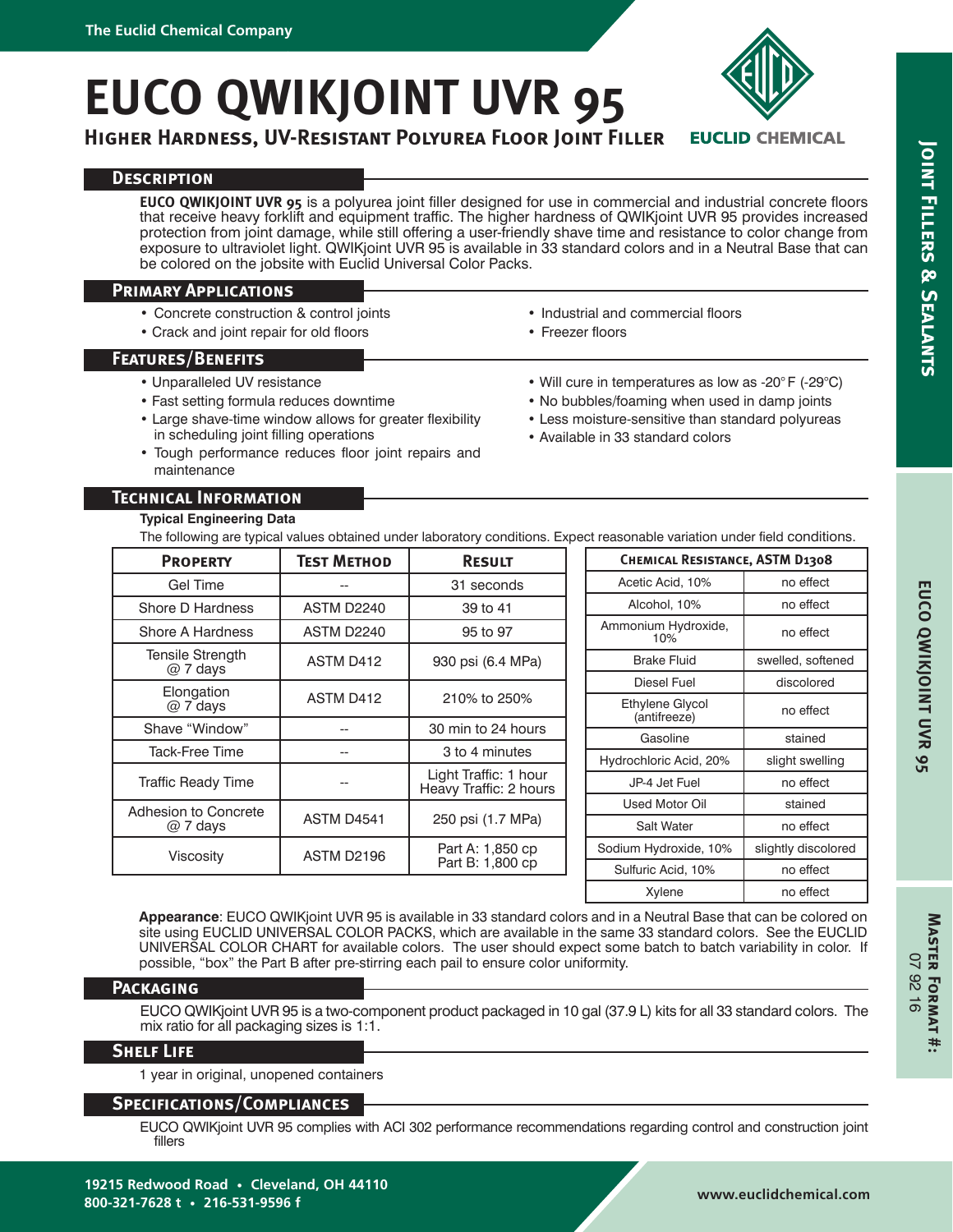# EUCO QWIKJOINT UVR 95

## Higher Hardness, UV-Resistant Polyurea Floor Joint Filler

## Description

**EUCO QWIKJOINT UVR 95** is a polyurea joint filler designed for use in commercial and industrial concrete floors that receive heavy forklift and equipment traffic. The higher hardness of QWIKjoint UVR 95 provides increased protection from joint damage, while still offering a user-friendly shave time and resistance to color change from exposure to ultraviolet light. QWIKjoint UVR 95 is available in 33 standard colors and in a Neutral Base that can be colored on the jobsite with Euclid Universal Color Packs.

## Primary Applications

- Concrete construction & control joints
- Crack and joint repair for old floors
- Industrial and commercial floors
- Freezer floors

## Features/Benefits

- Unparalleled UV resistance
- Fast setting formula reduces downtime
- Large shave-time window allows for greater flexibility in scheduling joint filling operations
- Tough performance reduces floor joint repairs and maintenance
- Will cure in temperatures as low as -20° F (-29°C)
- No bubbles/foaming when used in damp joints
- Less moisture-sensitive than standard polyureas
- Available in 33 standard colors

## Technical Information

**Typical Engineering Data**

The following are typical values obtained under laboratory conditions. Expect reasonable variation under field conditions.

| Property | Test Method | Result |
|---|---|---|
| Gel Time | -- | 31 seconds |
| Shore D Hardness | ASTM D2240 | 39 to 41 |
| Shore A Hardness | ASTM D2240 | 95 to 97 |
| Tensile Strength @ 7 days | ASTM D412 | 930 psi (6.4 MPa) |
| Elongation @ 7 days | ASTM D412 | 210% to 250% |
| Shave "Window" | -- | 30 min to 24 hours |
| Tack-Free Time | -- | 3 to 4 minutes |
| Traffic Ready Time | -- | Light Traffic: 1 hour<br>Heavy Traffic: 2 hours |
| Adhesion to Concrete @ 7 days | ASTM D4541 | 250 psi (1.7 MPa) |
| Viscosity | ASTM D2196 | Part A: 1,850 cp<br>Part B: 1,800 cp |

| Chemical Resistance, ASTM D1308 | |
|---|---|
| Acetic Acid, 10% | no effect |
| Alcohol, 10% | no effect |
| Ammonium Hydroxide, 10% | no effect |
| Brake Fluid | swelled, softened |
| Diesel Fuel | discolored |
| Ethylene Glycol (antifreeze) | no effect |
| Gasoline | stained |
| Hydrochloric Acid, 20% | slight swelling |
| JP-4 Jet Fuel | no effect |
| Used Motor Oil | stained |
| Salt Water | no effect |
| Sodium Hydroxide, 10% | slightly discolored |
| Sulfuric Acid, 10% | no effect |
| Xylene | no effect |

**Appearance**: EUCO QWIKjoint UVR 95 is available in 33 standard colors and in a Neutral Base that can be colored on site using EUCLID UNIVERSAL COLOR PACKS, which are available in the same 33 standard colors. See the EUCLID UNIVERSAL COLOR CHART for available colors. The user should expect some batch to batch variability in color. If possible, "box" the Part B after pre-stirring each pail to ensure color uniformity.

## Packaging

EUCO QWIKjoint UVR 95 is a two-component product packaged in 10 gal (37.9 L) kits for all 33 standard colors. The mix ratio for all packaging sizes is 1:1.

## Shelf Life

1 year in original, unopened containers

## Specifications/Compliances

EUCO QWIKjoint UVR 95 complies with ACI 302 performance recommendations regarding control and construction joint fillers

**Master Format #:** 07 92 16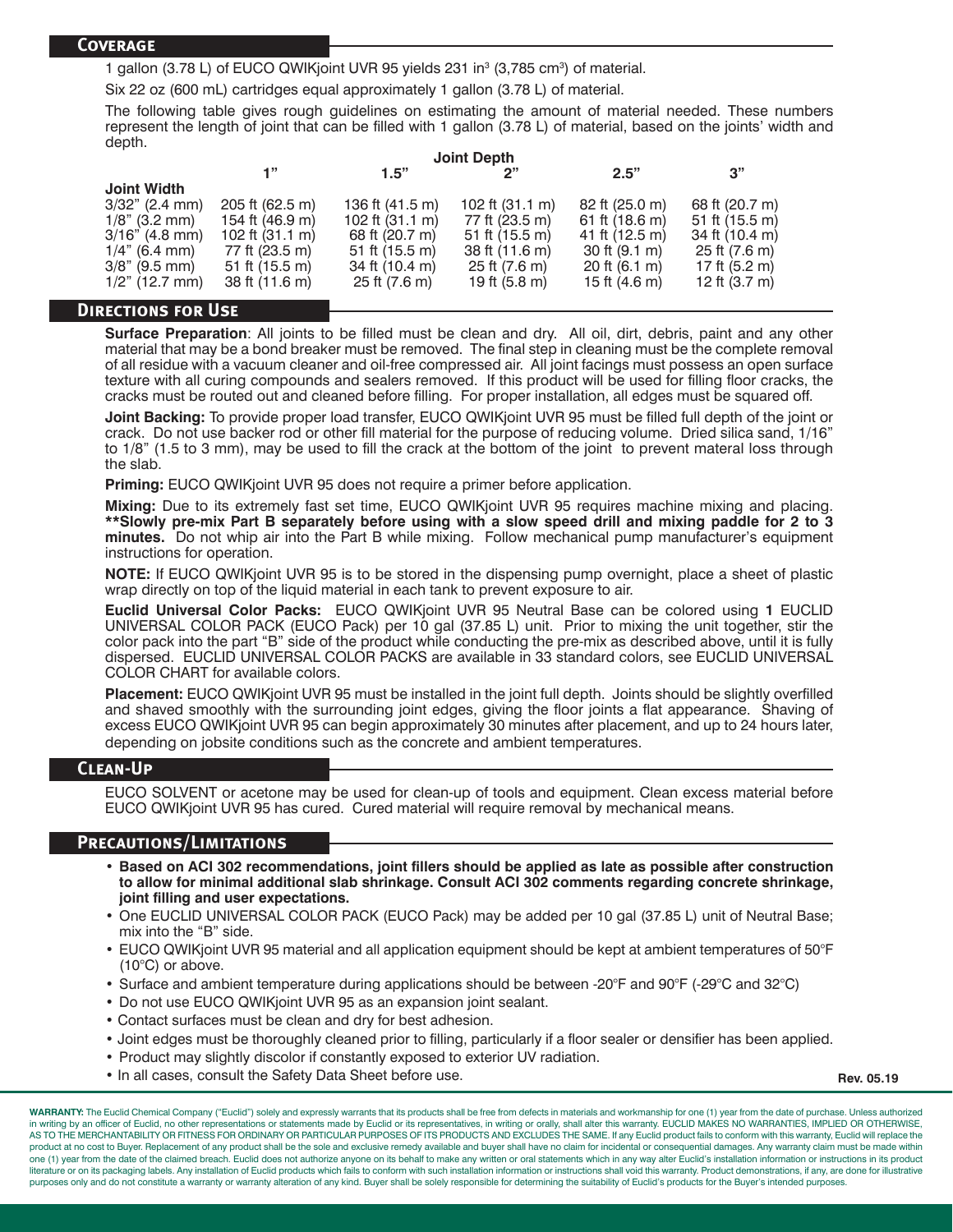## Coverage

1 gallon (3.78 L) of EUCO QWIKjoint UVR 95 yields 231 in³ (3,785 cm³) of material.

Six 22 oz (600 mL) cartridges equal approximately 1 gallon (3.78 L) of material.

The following table gives rough guidelines on estimating the amount of material needed. These numbers represent the length of joint that can be filled with 1 gallon (3.78 L) of material, based on the joints' width and depth.

| | Joint Depth | | | | |
|---|---|---|---|---|---|
| Joint Width | 1" | 1.5" | 2" | 2.5" | 3" |
| 3/32" (2.4 mm) | 205 ft (62.5 m) | 136 ft (41.5 m) | 102 ft (31.1 m) | 82 ft (25.0 m) | 68 ft (20.7 m) |
| 1/8" (3.2 mm) | 154 ft (46.9 m) | 102 ft (31.1 m) | 77 ft (23.5 m) | 61 ft (18.6 m) | 51 ft (15.5 m) |
| 3/16" (4.8 mm) | 102 ft (31.1 m) | 68 ft (20.7 m) | 51 ft (15.5 m) | 41 ft (12.5 m) | 34 ft (10.4 m) |
| 1/4" (6.4 mm) | 77 ft (23.5 m) | 51 ft (15.5 m) | 38 ft (11.6 m) | 30 ft (9.1 m) | 25 ft (7.6 m) |
| 3/8" (9.5 mm) | 51 ft (15.5 m) | 34 ft (10.4 m) | 25 ft (7.6 m) | 20 ft (6.1 m) | 17 ft (5.2 m) |
| 1/2" (12.7 mm) | 38 ft (11.6 m) | 25 ft (7.6 m) | 19 ft (5.8 m) | 15 ft (4.6 m) | 12 ft (3.7 m) |

## Directions for Use

**Surface Preparation**: All joints to be filled must be clean and dry. All oil, dirt, debris, paint and any other material that may be a bond breaker must be removed. The final step in cleaning must be the complete removal of all residue with a vacuum cleaner and oil-free compressed air. All joint facings must possess an open surface texture with all curing compounds and sealers removed. If this product will be used for filling floor cracks, the cracks must be routed out and cleaned before filling. For proper installation, all edges must be squared off.

**Joint Backing:** To provide proper load transfer, EUCO QWIKjoint UVR 95 must be filled full depth of the joint or crack. Do not use backer rod or other fill material for the purpose of reducing volume. Dried silica sand, 1/16" to 1/8" (1.5 to 3 mm), may be used to fill the crack at the bottom of the joint to prevent materal loss through the slab.

**Priming:** EUCO QWIKjoint UVR 95 does not require a primer before application.

**Mixing:** Due to its extremely fast set time, EUCO QWIKjoint UVR 95 requires machine mixing and placing. **\*\*Slowly pre-mix Part B separately before using with a slow speed drill and mixing paddle for 2 to 3 minutes.** Do not whip air into the Part B while mixing. Follow mechanical pump manufacturer's equipment instructions for operation.

**NOTE:** If EUCO QWIKjoint UVR 95 is to be stored in the dispensing pump overnight, place a sheet of plastic wrap directly on top of the liquid material in each tank to prevent exposure to air.

**Euclid Universal Color Packs:** EUCO QWIKjoint UVR 95 Neutral Base can be colored using **1** EUCLID UNIVERSAL COLOR PACK (EUCO Pack) per 10 gal (37.85 L) unit. Prior to mixing the unit together, stir the color pack into the part "B" side of the product while conducting the pre-mix as described above, until it is fully dispersed. EUCLID UNIVERSAL COLOR PACKS are available in 33 standard colors, see EUCLID UNIVERSAL COLOR CHART for available colors.

**Placement:** EUCO QWIKjoint UVR 95 must be installed in the joint full depth. Joints should be slightly overfilled and shaved smoothly with the surrounding joint edges, giving the floor joints a flat appearance. Shaving of excess EUCO QWIKjoint UVR 95 can begin approximately 30 minutes after placement, and up to 24 hours later, depending on jobsite conditions such as the concrete and ambient temperatures.

## Clean-Up

EUCO SOLVENT or acetone may be used for clean-up of tools and equipment. Clean excess material before EUCO QWIKjoint UVR 95 has cured. Cured material will require removal by mechanical means.

## Precautions/Limitations

- **Based on ACI 302 recommendations, joint fillers should be applied as late as possible after construction to allow for minimal additional slab shrinkage. Consult ACI 302 comments regarding concrete shrinkage, joint filling and user expectations.**
- One EUCLID UNIVERSAL COLOR PACK (EUCO Pack) may be added per 10 gal (37.85 L) unit of Neutral Base; mix into the "B" side.
- EUCO QWIKjoint UVR 95 material and all application equipment should be kept at ambient temperatures of 50°F (10°C) or above.
- Surface and ambient temperature during applications should be between -20°F and 90°F (-29°C and 32°C)
- Do not use EUCO QWIKjoint UVR 95 as an expansion joint sealant.
- Contact surfaces must be clean and dry for best adhesion.
- Joint edges must be thoroughly cleaned prior to filling, particularly if a floor sealer or densifier has been applied.
- Product may slightly discolor if constantly exposed to exterior UV radiation.
- In all cases, consult the Safety Data Sheet before use.

Rev. 05.19

**WARRANTY:** The Euclid Chemical Company ("Euclid") solely and expressly warrants that its products shall be free from defects in materials and workmanship for one (1) year from the date of purchase. Unless authorized in writing by an officer of Euclid, no other representations or statements made by Euclid or its representatives, in writing or orally, shall alter this warranty. EUCLID MAKES NO WARRANTIES, IMPLIED OR OTHERWISE, AS TO THE MERCHANTABILITY OR FITNESS FOR ORDINARY OR PARTICULAR PURPOSES OF ITS PRODUCTS AND EXCLUDES THE SAME. If any Euclid product fails to conform with this warranty, Euclid will replace the product at no cost to Buyer. Replacement of any product shall be the sole and exclusive remedy available and buyer shall have no claim for incidental or consequential damages. Any warranty claim must be made within one (1) year from the date of the claimed breach. Euclid does not authorize anyone on its behalf to make any written or oral statements which in any way alter Euclid's installation information or instructions in its product literature or on its packaging labels. Any installation of Euclid products which fails to conform with such installation information or instructions shall void this warranty. Product demonstrations, if any, are done for illustrative purposes only and do not constitute a warranty or warranty alteration of any kind. Buyer shall be solely responsible for determining the suitability of Euclid's products for the Buyer's intended purposes.